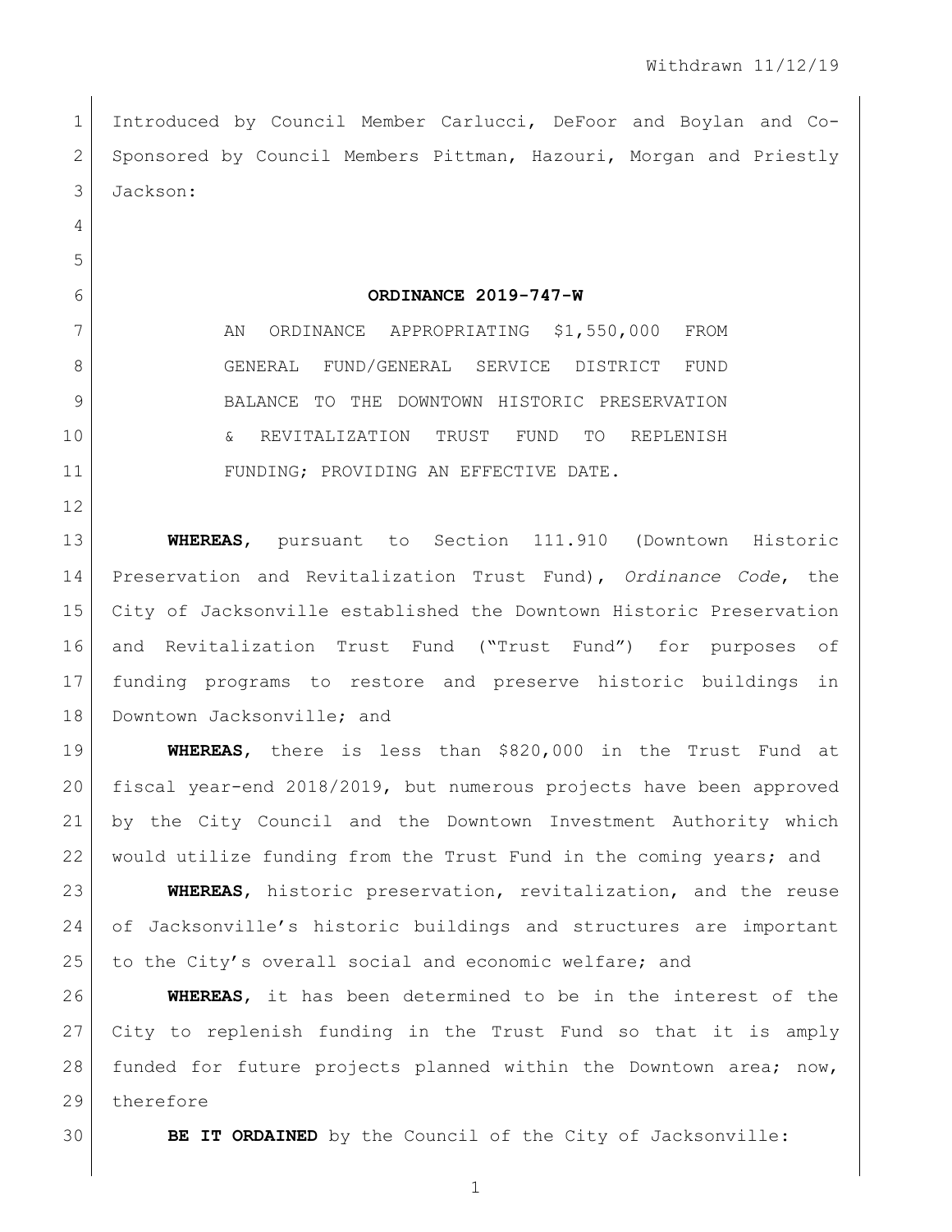Withdrawn 11/12/19

Introduced by Council Member Carlucci, DeFoor and Boylan and Co-Sponsored by Council Members Pittman, Hazouri, Morgan and Priestly Jackson:

**ORDINANCE 2019-747-W**

AN ORDINANCE APPROPRIATING $1,550,000 FROM GENERAL FUND/GENERAL SERVICE DISTRICT FUND BALANCE TO THE DOWNTOWN HISTORIC PRESERVATION & REVITALIZATION TRUST FUND TO REPLENISH FUNDING; PROVIDING AN EFFECTIVE DATE.

**WHEREAS**, pursuant to Section 111.910 (Downtown Historic Preservation and Revitalization Trust Fund), *Ordinance Code*, the City of Jacksonville established the Downtown Historic Preservation and Revitalization Trust Fund ("Trust Fund") for purposes of funding programs to restore and preserve historic buildings in Downtown Jacksonville; and

**WHEREAS**, there is less than $820,000 in the Trust Fund at fiscal year-end 2018/2019, but numerous projects have been approved by the City Council and the Downtown Investment Authority which would utilize funding from the Trust Fund in the coming years; and

**WHEREAS**, historic preservation, revitalization, and the reuse of Jacksonville's historic buildings and structures are important to the City's overall social and economic welfare; and

**WHEREAS**, it has been determined to be in the interest of the City to replenish funding in the Trust Fund so that it is amply funded for future projects planned within the Downtown area; now, therefore

**BE IT ORDAINED** by the Council of the City of Jacksonville: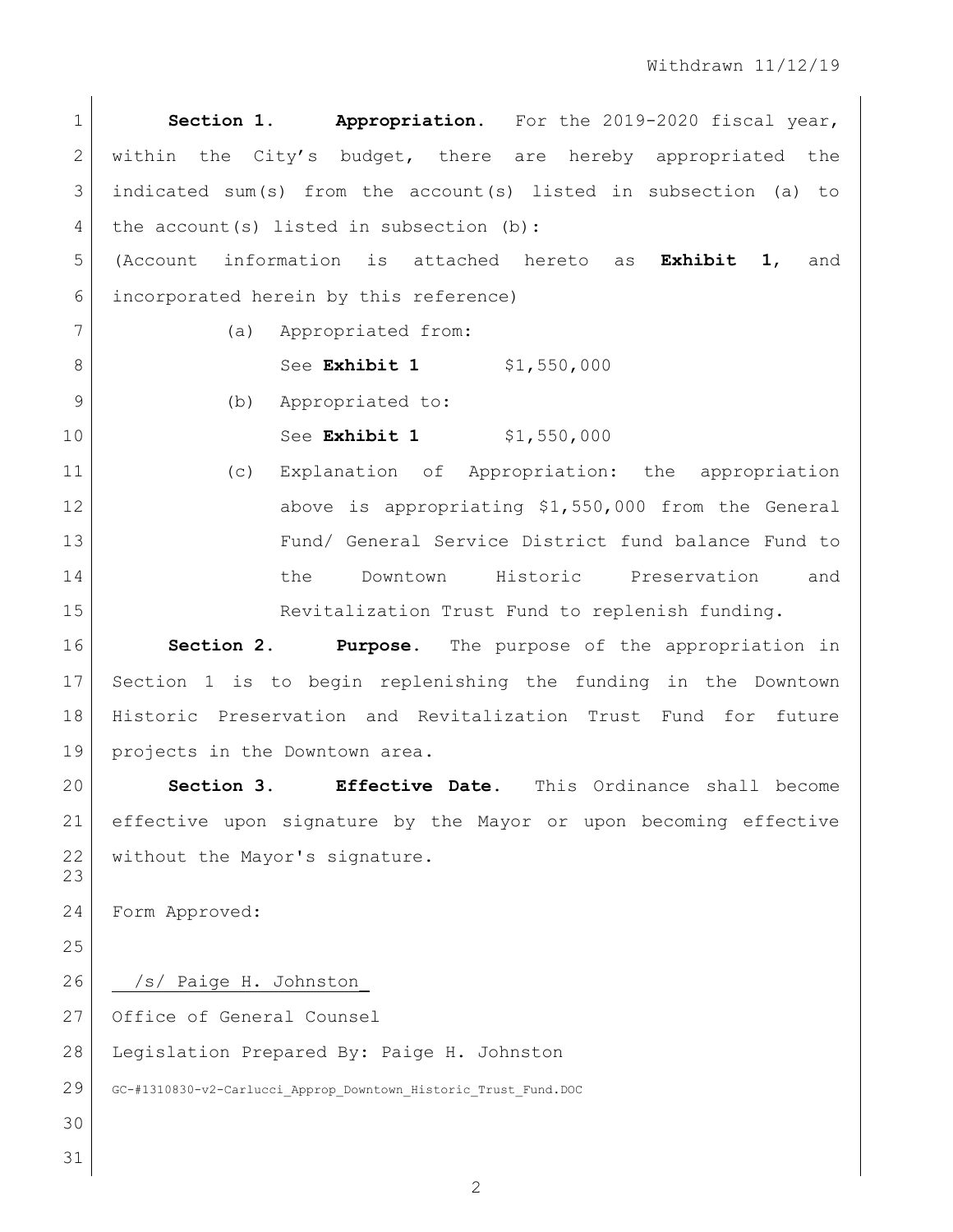Withdrawn 11/12/19

**Section 1. Appropriation.** For the 2019-2020 fiscal year, within the City's budget, there are hereby appropriated the indicated sum(s) from the account(s) listed in subsection (a) to the account(s) listed in subsection (b):

(Account information is attached hereto as **Exhibit 1**, and incorporated herein by this reference)

(a) Appropriated from:

See **Exhibit 1** $1,550,000

(b) Appropriated to:

See **Exhibit 1** $1,550,000

(c) Explanation of Appropriation: the appropriation above is appropriating $1,550,000 from the General Fund/ General Service District fund balance Fund to the Downtown Historic Preservation and Revitalization Trust Fund to replenish funding.

**Section 2. Purpose.** The purpose of the appropriation in Section 1 is to begin replenishing the funding in the Downtown Historic Preservation and Revitalization Trust Fund for future projects in the Downtown area.

**Section 3. Effective Date.** This Ordinance shall become effective upon signature by the Mayor or upon becoming effective without the Mayor's signature.

Form Approved:

/s/ Paige H. Johnston

Office of General Counsel

Legislation Prepared By: Paige H. Johnston

GC-#1310830-v2-Carlucci_Approp_Downtown_Historic_Trust_Fund.DOC